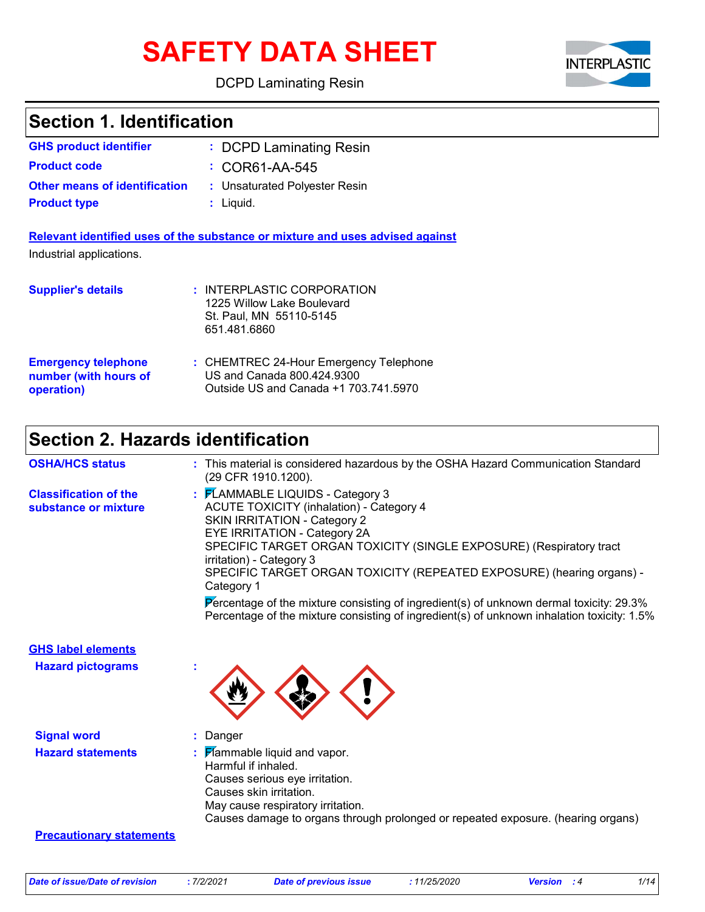# SAFETY DATA SHEET

DCPD Laminating Resin

## Section 1. Identification

**GHS product identifier** : DCPD Laminating Resin

**Product code** : COR61-AA-545

**Other means of identification** : Unsaturated Polyester Resin

**Product type** : Liquid.

**Relevant identified uses of the substance or mixture and uses advised against**

Industrial applications.

**Supplier's details** : INTERPLASTIC CORPORATION
1225 Willow Lake Boulevard
St. Paul, MN 55110-5145
651.481.6860

**Emergency telephone number (with hours of operation)** : CHEMTREC 24-Hour Emergency Telephone
US and Canada 800.424.9300
Outside US and Canada +1 703.741.5970

## Section 2. Hazards identification

**OSHA/HCS status** : This material is considered hazardous by the OSHA Hazard Communication Standard (29 CFR 1910.1200).

**Classification of the substance or mixture** : FLAMMABLE LIQUIDS - Category 3
ACUTE TOXICITY (inhalation) - Category 4
SKIN IRRITATION - Category 2
EYE IRRITATION - Category 2A
SPECIFIC TARGET ORGAN TOXICITY (SINGLE EXPOSURE) (Respiratory tract irritation) - Category 3
SPECIFIC TARGET ORGAN TOXICITY (REPEATED EXPOSURE) (hearing organs) - Category 1

Percentage of the mixture consisting of ingredient(s) of unknown dermal toxicity: 29.3%
Percentage of the mixture consisting of ingredient(s) of unknown inhalation toxicity: 1.5%

**GHS label elements**

**Hazard pictograms** :

**Signal word** : Danger

**Hazard statements** : Flammable liquid and vapor.
Harmful if inhaled.
Causes serious eye irritation.
Causes skin irritation.
May cause respiratory irritation.
Causes damage to organs through prolonged or repeated exposure. (hearing organs)

**Precautionary statements**

| Date of issue/Date of revision | : 7/2/2021 | Date of previous issue | : 11/25/2020 | Version | : 4 |
|---|---|---|---|---|---|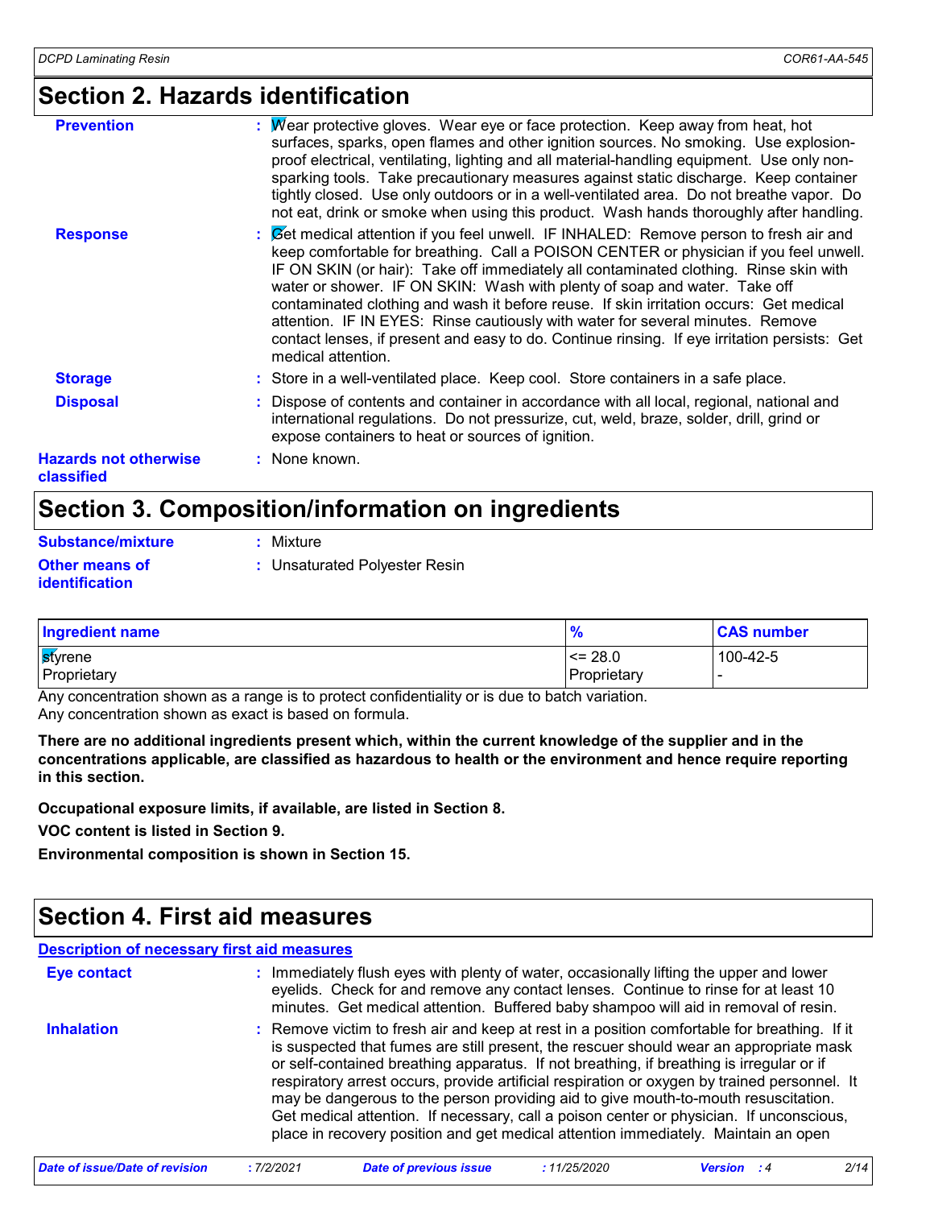## Section 2. Hazards identification

**Prevention** : Wear protective gloves. Wear eye or face protection. Keep away from heat, hot surfaces, sparks, open flames and other ignition sources. No smoking. Use explosion-proof electrical, ventilating, lighting and all material-handling equipment. Use only non-sparking tools. Take precautionary measures against static discharge. Keep container tightly closed. Use only outdoors or in a well-ventilated area. Do not breathe vapor. Do not eat, drink or smoke when using this product. Wash hands thoroughly after handling.

**Response** : Get medical attention if you feel unwell. IF INHALED: Remove person to fresh air and keep comfortable for breathing. Call a POISON CENTER or physician if you feel unwell. IF ON SKIN (or hair): Take off immediately all contaminated clothing. Rinse skin with water or shower. IF ON SKIN: Wash with plenty of soap and water. Take off contaminated clothing and wash it before reuse. If skin irritation occurs: Get medical attention. IF IN EYES: Rinse cautiously with water for several minutes. Remove contact lenses, if present and easy to do. Continue rinsing. If eye irritation persists: Get medical attention.

**Storage** : Store in a well-ventilated place. Keep cool. Store containers in a safe place.

**Disposal** : Dispose of contents and container in accordance with all local, regional, national and international regulations. Do not pressurize, cut, weld, braze, solder, drill, grind or expose containers to heat or sources of ignition.

**Hazards not otherwise classified** : None known.

## Section 3. Composition/information on ingredients

**Substance/mixture** : Mixture

**Other means of identification** : Unsaturated Polyester Resin

| Ingredient name | % | CAS number |
|---|---|---|
| styrene | <= 28.0 | 100-42-5 |
| Proprietary | Proprietary | - |

Any concentration shown as a range is to protect confidentiality or is due to batch variation.
Any concentration shown as exact is based on formula.

**There are no additional ingredients present which, within the current knowledge of the supplier and in the concentrations applicable, are classified as hazardous to health or the environment and hence require reporting in this section.**

**Occupational exposure limits, if available, are listed in Section 8.**

**VOC content is listed in Section 9.**

**Environmental composition is shown in Section 15.**

## Section 4. First aid measures

### Description of necessary first aid measures

**Eye contact** : Immediately flush eyes with plenty of water, occasionally lifting the upper and lower eyelids. Check for and remove any contact lenses. Continue to rinse for at least 10 minutes. Get medical attention. Buffered baby shampoo will aid in removal of resin.

**Inhalation** : Remove victim to fresh air and keep at rest in a position comfortable for breathing. If it is suspected that fumes are still present, the rescuer should wear an appropriate mask or self-contained breathing apparatus. If not breathing, if breathing is irregular or if respiratory arrest occurs, provide artificial respiration or oxygen by trained personnel. It may be dangerous to the person providing aid to give mouth-to-mouth resuscitation. Get medical attention. If necessary, call a poison center or physician. If unconscious, place in recovery position and get medical attention immediately. Maintain an open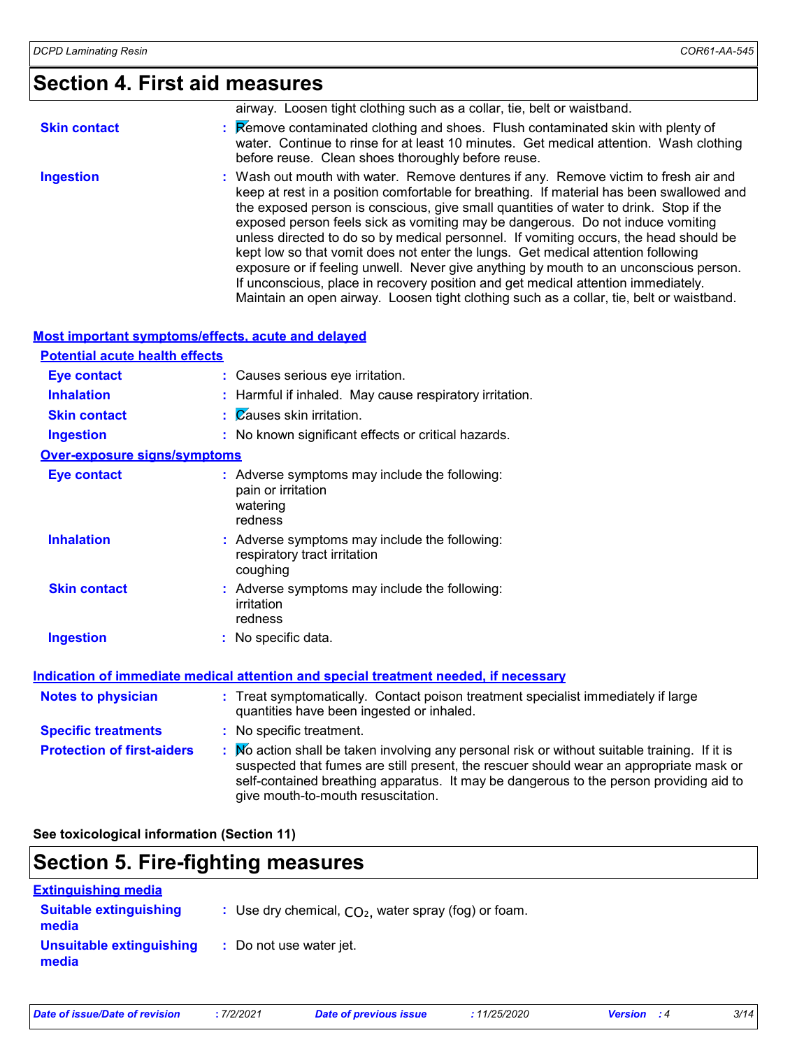## Section 4. First aid measures

airway. Loosen tight clothing such as a collar, tie, belt or waistband.

**Skin contact** : Remove contaminated clothing and shoes. Flush contaminated skin with plenty of water. Continue to rinse for at least 10 minutes. Get medical attention. Wash clothing before reuse. Clean shoes thoroughly before reuse.

**Ingestion** : Wash out mouth with water. Remove dentures if any. Remove victim to fresh air and keep at rest in a position comfortable for breathing. If material has been swallowed and the exposed person is conscious, give small quantities of water to drink. Stop if the exposed person feels sick as vomiting may be dangerous. Do not induce vomiting unless directed to do so by medical personnel. If vomiting occurs, the head should be kept low so that vomit does not enter the lungs. Get medical attention following exposure or if feeling unwell. Never give anything by mouth to an unconscious person. If unconscious, place in recovery position and get medical attention immediately. Maintain an open airway. Loosen tight clothing such as a collar, tie, belt or waistband.

### Most important symptoms/effects, acute and delayed

#### Potential acute health effects

**Eye contact** : Causes serious eye irritation.

**Inhalation** : Harmful if inhaled. May cause respiratory irritation.

**Skin contact** : Causes skin irritation.

**Ingestion** : No known significant effects or critical hazards.

#### Over-exposure signs/symptoms

**Eye contact** : Adverse symptoms may include the following:
pain or irritation
watering
redness

**Inhalation** : Adverse symptoms may include the following:
respiratory tract irritation
coughing

**Skin contact** : Adverse symptoms may include the following:
irritation
redness

**Ingestion** : No specific data.

### Indication of immediate medical attention and special treatment needed, if necessary

**Notes to physician** : Treat symptomatically. Contact poison treatment specialist immediately if large quantities have been ingested or inhaled.

**Specific treatments** : No specific treatment.

**Protection of first-aiders** : No action shall be taken involving any personal risk or without suitable training. If it is suspected that fumes are still present, the rescuer should wear an appropriate mask or self-contained breathing apparatus. It may be dangerous to the person providing aid to give mouth-to-mouth resuscitation.

**See toxicological information (Section 11)**

## Section 5. Fire-fighting measures

### Extinguishing media

**Suitable extinguishing media** : Use dry chemical, $CO_2$, water spray (fog) or foam.

**Unsuitable extinguishing media** : Do not use water jet.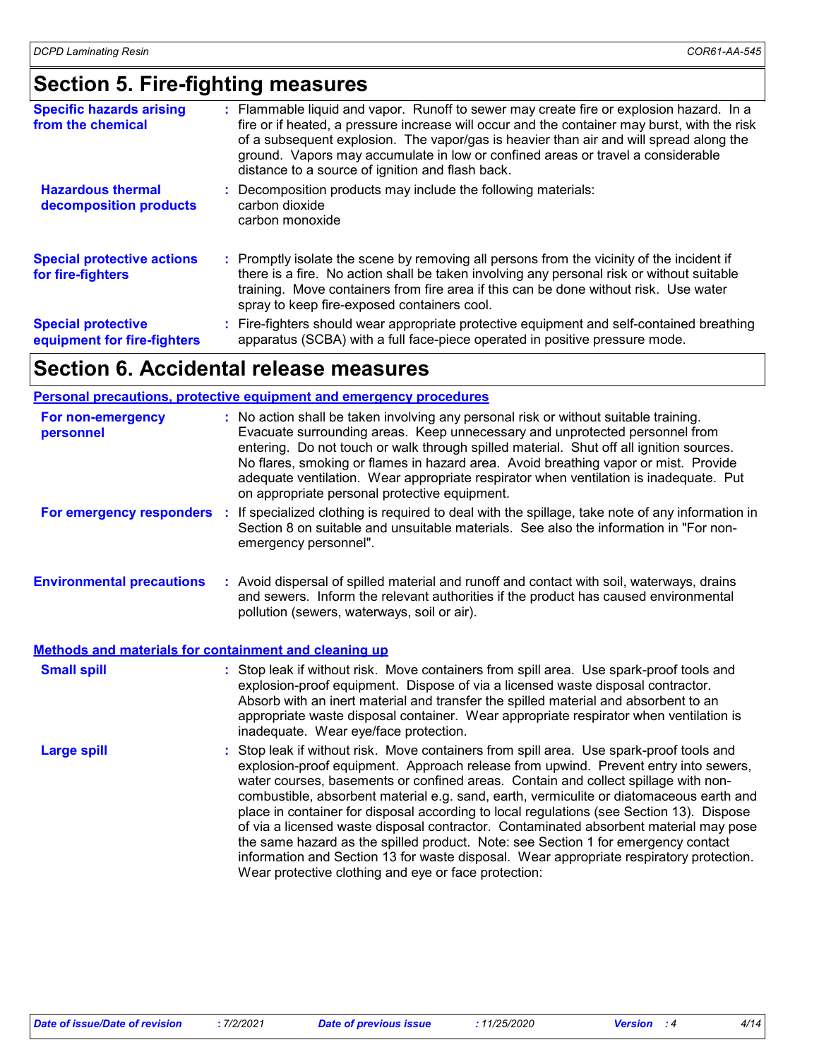## Section 5. Fire-fighting measures

**Specific hazards arising from the chemical** : Flammable liquid and vapor. Runoff to sewer may create fire or explosion hazard. In a fire or if heated, a pressure increase will occur and the container may burst, with the risk of a subsequent explosion. The vapor/gas is heavier than air and will spread along the ground. Vapors may accumulate in low or confined areas or travel a considerable distance to a source of ignition and flash back.

**Hazardous thermal decomposition products** : Decomposition products may include the following materials:
carbon dioxide
carbon monoxide

**Special protective actions for fire-fighters** : Promptly isolate the scene by removing all persons from the vicinity of the incident if there is a fire. No action shall be taken involving any personal risk or without suitable training. Move containers from fire area if this can be done without risk. Use water spray to keep fire-exposed containers cool.

**Special protective equipment for fire-fighters** : Fire-fighters should wear appropriate protective equipment and self-contained breathing apparatus (SCBA) with a full face-piece operated in positive pressure mode.

## Section 6. Accidental release measures

### Personal precautions, protective equipment and emergency procedures

**For non-emergency personnel** : No action shall be taken involving any personal risk or without suitable training. Evacuate surrounding areas. Keep unnecessary and unprotected personnel from entering. Do not touch or walk through spilled material. Shut off all ignition sources. No flares, smoking or flames in hazard area. Avoid breathing vapor or mist. Provide adequate ventilation. Wear appropriate respirator when ventilation is inadequate. Put on appropriate personal protective equipment.

**For emergency responders** : If specialized clothing is required to deal with the spillage, take note of any information in Section 8 on suitable and unsuitable materials. See also the information in "For non-emergency personnel".

**Environmental precautions** : Avoid dispersal of spilled material and runoff and contact with soil, waterways, drains and sewers. Inform the relevant authorities if the product has caused environmental pollution (sewers, waterways, soil or air).

### Methods and materials for containment and cleaning up

**Small spill** : Stop leak if without risk. Move containers from spill area. Use spark-proof tools and explosion-proof equipment. Dispose of via a licensed waste disposal contractor. Absorb with an inert material and transfer the spilled material and absorbent to an appropriate waste disposal container. Wear appropriate respirator when ventilation is inadequate. Wear eye/face protection.

**Large spill** : Stop leak if without risk. Move containers from spill area. Use spark-proof tools and explosion-proof equipment. Approach release from upwind. Prevent entry into sewers, water courses, basements or confined areas. Contain and collect spillage with non-combustible, absorbent material e.g. sand, earth, vermiculite or diatomaceous earth and place in container for disposal according to local regulations (see Section 13). Dispose of via a licensed waste disposal contractor. Contaminated absorbent material may pose the same hazard as the spilled product. Note: see Section 1 for emergency contact information and Section 13 for waste disposal. Wear appropriate respiratory protection. Wear protective clothing and eye or face protection: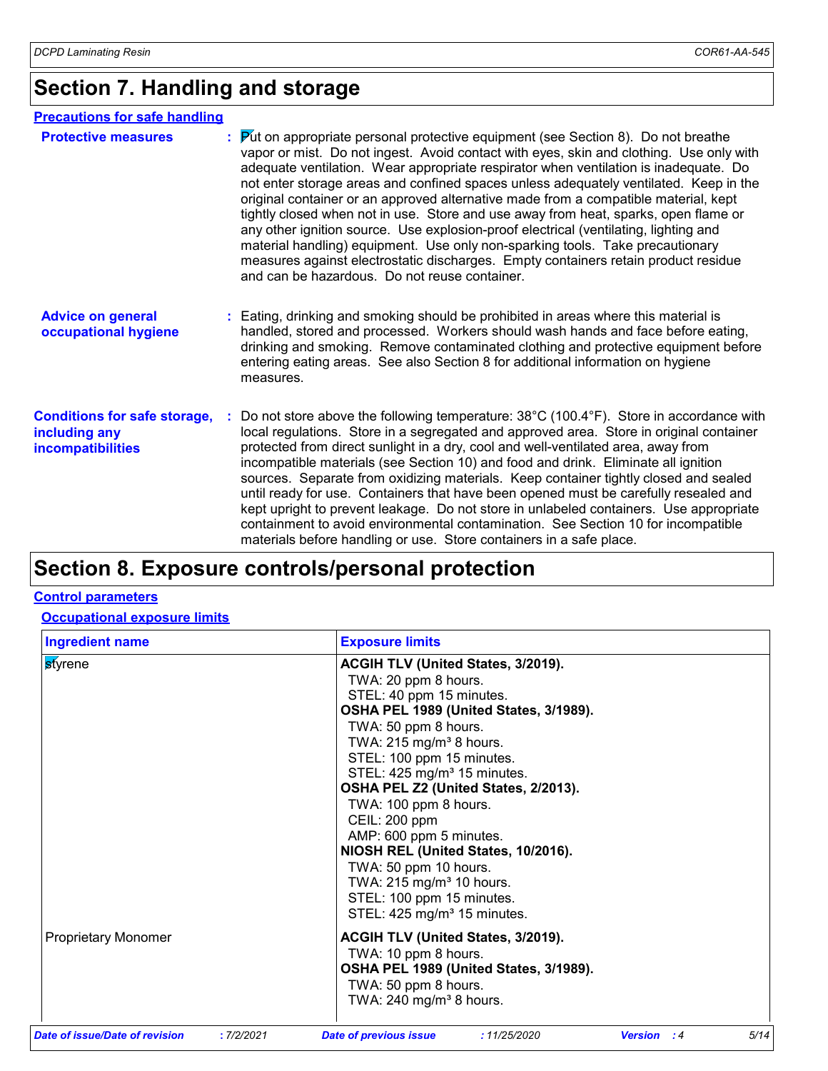# Section 7. Handling and storage

## Precautions for safe handling

**Protective measures** : Put on appropriate personal protective equipment (see Section 8). Do not breathe vapor or mist. Do not ingest. Avoid contact with eyes, skin and clothing. Use only with adequate ventilation. Wear appropriate respirator when ventilation is inadequate. Do not enter storage areas and confined spaces unless adequately ventilated. Keep in the original container or an approved alternative made from a compatible material, kept tightly closed when not in use. Store and use away from heat, sparks, open flame or any other ignition source. Use explosion-proof electrical (ventilating, lighting and material handling) equipment. Use only non-sparking tools. Take precautionary measures against electrostatic discharges. Empty containers retain product residue and can be hazardous. Do not reuse container.

**Advice on general occupational hygiene** : Eating, drinking and smoking should be prohibited in areas where this material is handled, stored and processed. Workers should wash hands and face before eating, drinking and smoking. Remove contaminated clothing and protective equipment before entering eating areas. See also Section 8 for additional information on hygiene measures.

**Conditions for safe storage, including any incompatibilities** : Do not store above the following temperature: 38°C (100.4°F). Store in accordance with local regulations. Store in a segregated and approved area. Store in original container protected from direct sunlight in a dry, cool and well-ventilated area, away from incompatible materials (see Section 10) and food and drink. Eliminate all ignition sources. Separate from oxidizing materials. Keep container tightly closed and sealed until ready for use. Containers that have been opened must be carefully resealed and kept upright to prevent leakage. Do not store in unlabeled containers. Use appropriate containment to avoid environmental contamination. See Section 10 for incompatible materials before handling or use. Store containers in a safe place.

# Section 8. Exposure controls/personal protection

## Control parameters

### Occupational exposure limits

| Ingredient name | Exposure limits |
|---|---|
| styrene | **ACGIH TLV (United States, 3/2019).**<br>TWA: 20 ppm 8 hours.<br>STEL: 40 ppm 15 minutes.<br>**OSHA PEL 1989 (United States, 3/1989).**<br>TWA: 50 ppm 8 hours.<br>TWA: 215 mg/m³ 8 hours.<br>STEL: 100 ppm 15 minutes.<br>STEL: 425 mg/m³ 15 minutes.<br>**OSHA PEL Z2 (United States, 2/2013).**<br>TWA: 100 ppm 8 hours.<br>CEIL: 200 ppm<br>AMP: 600 ppm 5 minutes.<br>**NIOSH REL (United States, 10/2016).**<br>TWA: 50 ppm 10 hours.<br>TWA: 215 mg/m³ 10 hours.<br>STEL: 100 ppm 15 minutes.<br>STEL: 425 mg/m³ 15 minutes. |
| Proprietary Monomer | **ACGIH TLV (United States, 3/2019).**<br>TWA: 10 ppm 8 hours.<br>**OSHA PEL 1989 (United States, 3/1989).**<br>TWA: 50 ppm 8 hours.<br>TWA: 240 mg/m³ 8 hours. |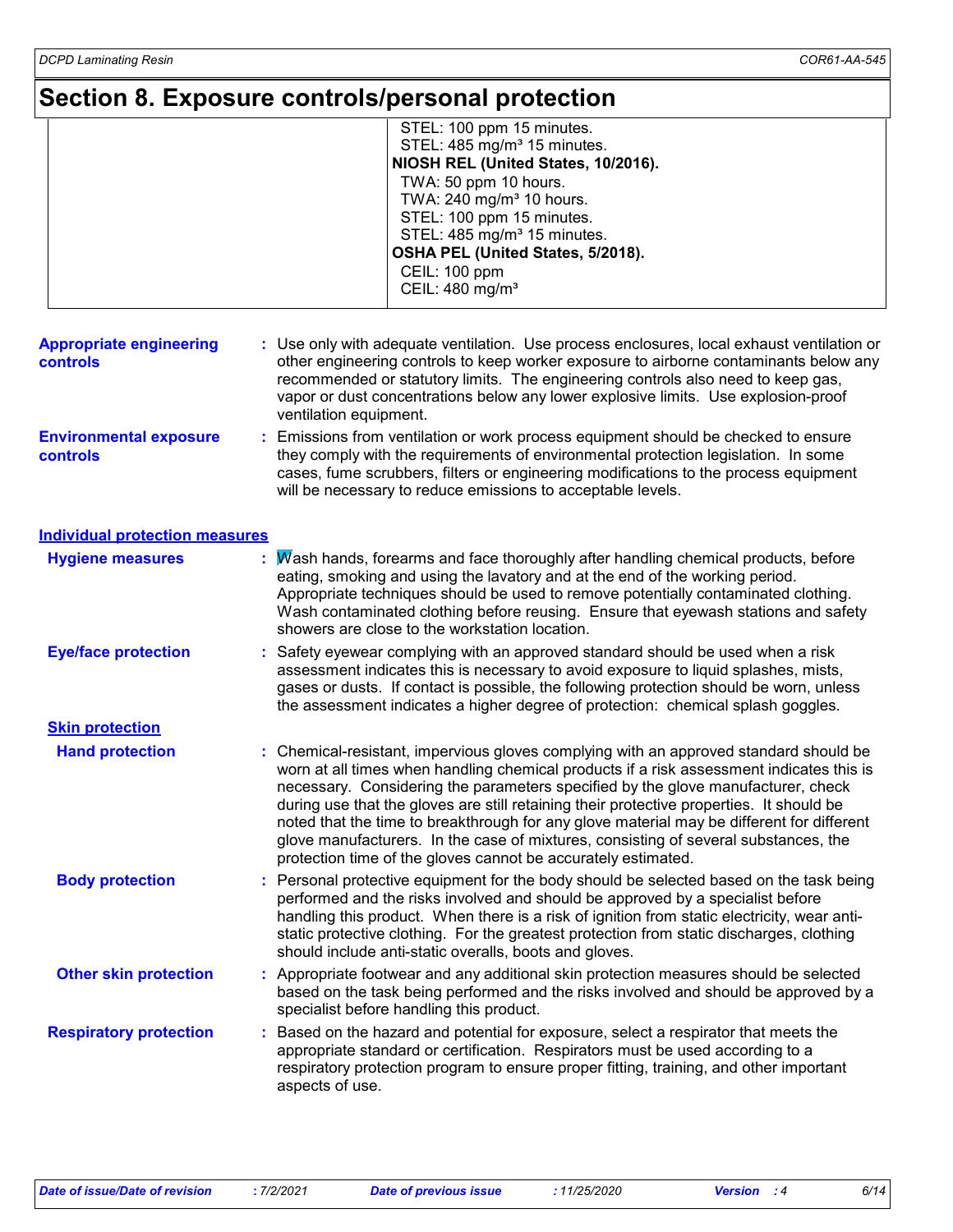# Section 8. Exposure controls/personal protection

| | |
|---|---|
| | STEL: 100 ppm 15 minutes.<br>STEL: 485 mg/m³ 15 minutes.<br>**NIOSH REL (United States, 10/2016).**<br>TWA: 50 ppm 10 hours.<br>TWA: 240 mg/m³ 10 hours.<br>STEL: 100 ppm 15 minutes.<br>STEL: 485 mg/m³ 15 minutes.<br>**OSHA PEL (United States, 5/2018).**<br>CEIL: 100 ppm<br>CEIL: 480 mg/m³ |

**Appropriate engineering controls** : Use only with adequate ventilation. Use process enclosures, local exhaust ventilation or other engineering controls to keep worker exposure to airborne contaminants below any recommended or statutory limits. The engineering controls also need to keep gas, vapor or dust concentrations below any lower explosive limits. Use explosion-proof ventilation equipment.

**Environmental exposure controls** : Emissions from ventilation or work process equipment should be checked to ensure they comply with the requirements of environmental protection legislation. In some cases, fume scrubbers, filters or engineering modifications to the process equipment will be necessary to reduce emissions to acceptable levels.

## Individual protection measures

**Hygiene measures** : Wash hands, forearms and face thoroughly after handling chemical products, before eating, smoking and using the lavatory and at the end of the working period. Appropriate techniques should be used to remove potentially contaminated clothing. Wash contaminated clothing before reusing. Ensure that eyewash stations and safety showers are close to the workstation location.

**Eye/face protection** : Safety eyewear complying with an approved standard should be used when a risk assessment indicates this is necessary to avoid exposure to liquid splashes, mists, gases or dusts. If contact is possible, the following protection should be worn, unless the assessment indicates a higher degree of protection: chemical splash goggles.

### Skin protection

**Hand protection** : Chemical-resistant, impervious gloves complying with an approved standard should be worn at all times when handling chemical products if a risk assessment indicates this is necessary. Considering the parameters specified by the glove manufacturer, check during use that the gloves are still retaining their protective properties. It should be noted that the time to breakthrough for any glove material may be different for different glove manufacturers. In the case of mixtures, consisting of several substances, the protection time of the gloves cannot be accurately estimated.

**Body protection** : Personal protective equipment for the body should be selected based on the task being performed and the risks involved and should be approved by a specialist before handling this product. When there is a risk of ignition from static electricity, wear anti-static protective clothing. For the greatest protection from static discharges, clothing should include anti-static overalls, boots and gloves.

**Other skin protection** : Appropriate footwear and any additional skin protection measures should be selected based on the task being performed and the risks involved and should be approved by a specialist before handling this product.

**Respiratory protection** : Based on the hazard and potential for exposure, select a respirator that meets the appropriate standard or certification. Respirators must be used according to a respiratory protection program to ensure proper fitting, training, and other important aspects of use.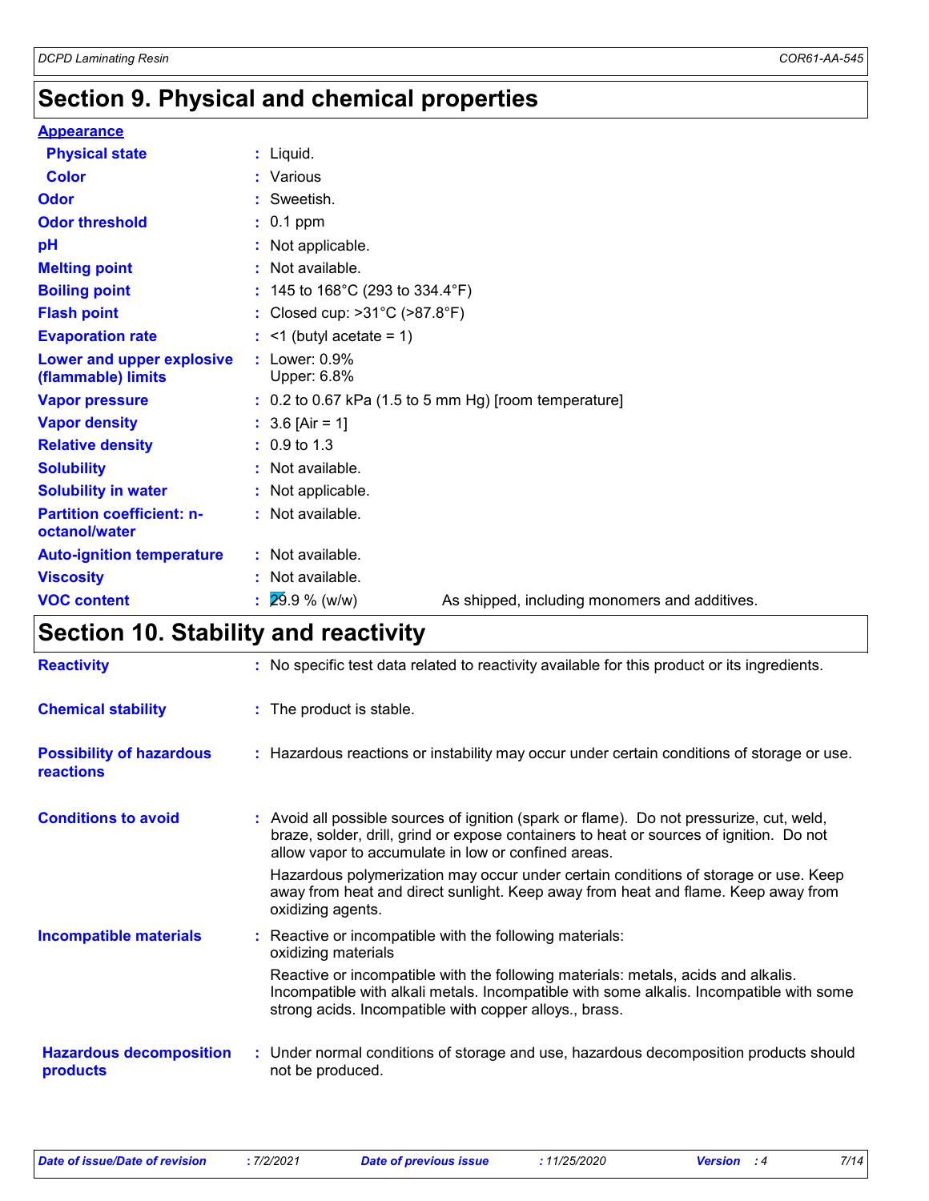# Section 9. Physical and chemical properties

| | | |
|---|---|---|
| **Appearance** | | |
| **Physical state** | : Liquid. | |
| **Color** | : Various | |
| **Odor** | : Sweetish. | |
| **Odor threshold** | : 0.1 ppm | |
| **pH** | : Not applicable. | |
| **Melting point** | : Not available. | |
| **Boiling point** | : 145 to 168°C (293 to 334.4°F) | |
| **Flash point** | : Closed cup: >31°C (>87.8°F) | |
| **Evaporation rate** | : <1 (butyl acetate = 1) | |
| **Lower and upper explosive (flammable) limits** | : Lower: 0.9% Upper: 6.8% | |
| **Vapor pressure** | : 0.2 to 0.67 kPa (1.5 to 5 mm Hg) [room temperature] | |
| **Vapor density** | : 3.6 [Air = 1] | |
| **Relative density** | : 0.9 to 1.3 | |
| **Solubility** | : Not available. | |
| **Solubility in water** | : Not applicable. | |
| **Partition coefficient: n-octanol/water** | : Not available. | |
| **Auto-ignition temperature** | : Not available. | |
| **Viscosity** | : Not available. | |
| **VOC content** | : 29.9 % (w/w) | As shipped, including monomers and additives. |

# Section 10. Stability and reactivity

| | |
|---|---|
| **Reactivity** | : No specific test data related to reactivity available for this product or its ingredients. |
| **Chemical stability** | : The product is stable. |
| **Possibility of hazardous reactions** | : Hazardous reactions or instability may occur under certain conditions of storage or use. |
| **Conditions to avoid** | : Avoid all possible sources of ignition (spark or flame). Do not pressurize, cut, weld, braze, solder, drill, grind or expose containers to heat or sources of ignition. Do not allow vapor to accumulate in low or confined areas.<br>Hazardous polymerization may occur under certain conditions of storage or use. Keep away from heat and direct sunlight. Keep away from heat and flame. Keep away from oxidizing agents. |
| **Incompatible materials** | : Reactive or incompatible with the following materials: oxidizing materials<br>Reactive or incompatible with the following materials: metals, acids and alkalis. Incompatible with alkali metals. Incompatible with some alkalis. Incompatible with some strong acids. Incompatible with copper alloys., brass. |
| **Hazardous decomposition products** | : Under normal conditions of storage and use, hazardous decomposition products should not be produced. |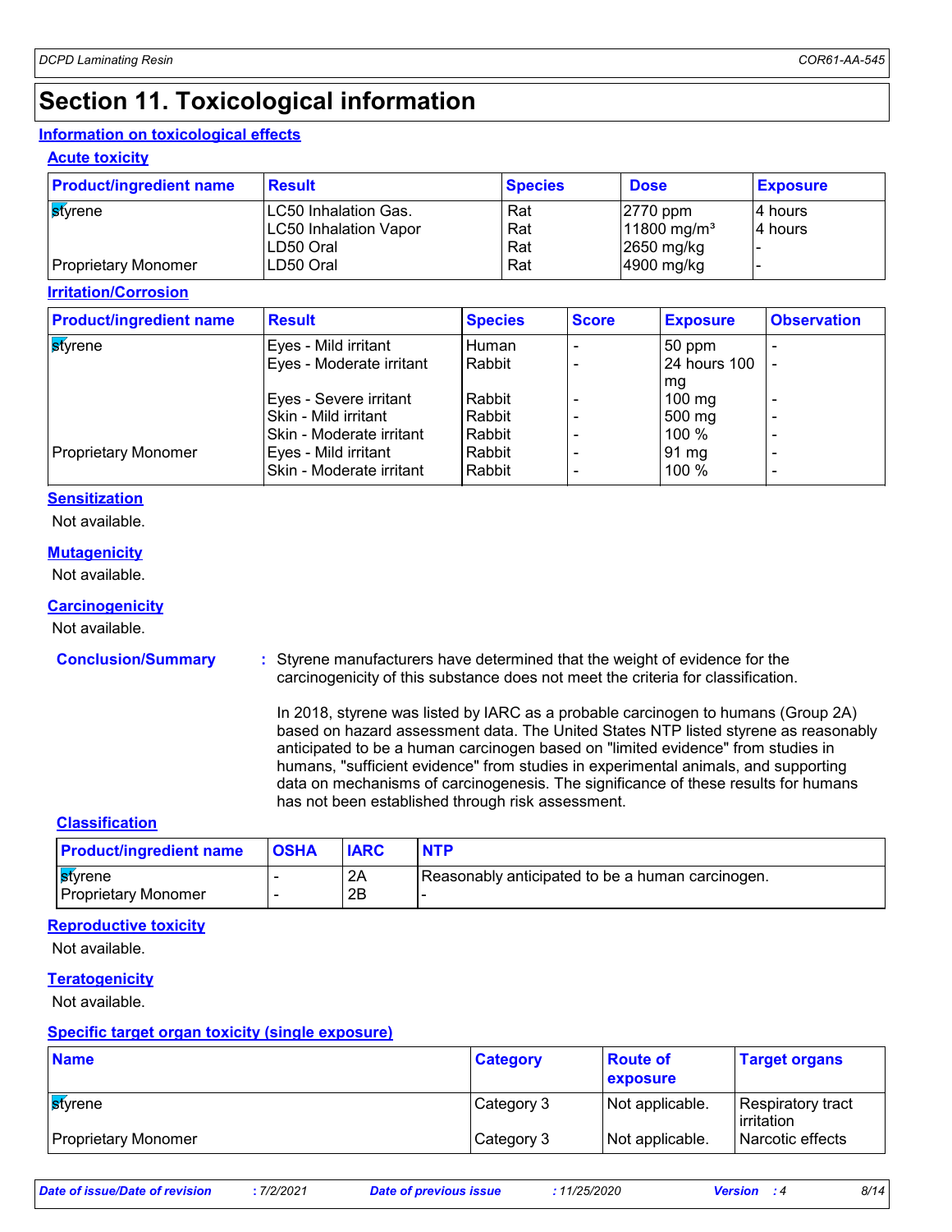# Section 11. Toxicological information

## Information on toxicological effects

### Acute toxicity

| Product/ingredient name | Result | Species | Dose | Exposure |
| --- | --- | --- | --- | --- |
| styrene | LC50 Inhalation Gas. | Rat | 2770 ppm | 4 hours |
| | LC50 Inhalation Vapor | Rat | 11800 mg/m³ | 4 hours |
| | LD50 Oral | Rat | 2650 mg/kg | - |
| Proprietary Monomer | LD50 Oral | Rat | 4900 mg/kg | - |

### Irritation/Corrosion

| Product/ingredient name | Result | Species | Score | Exposure | Observation |
| --- | --- | --- | --- | --- | --- |
| styrene | Eyes - Mild irritant | Human | - | 50 ppm | - |
| | Eyes - Moderate irritant | Rabbit | - | 24 hours 100 mg | - |
| | Eyes - Severe irritant | Rabbit | - | 100 mg | - |
| | Skin - Mild irritant | Rabbit | - | 500 mg | - |
| | Skin - Moderate irritant | Rabbit | - | 100 % | - |
| Proprietary Monomer | Eyes - Mild irritant | Rabbit | - | 91 mg | - |
| | Skin - Moderate irritant | Rabbit | - | 100 % | - |

### Sensitization

Not available.

### Mutagenicity

Not available.

### Carcinogenicity

Not available.

**Conclusion/Summary** : Styrene manufacturers have determined that the weight of evidence for the carcinogenicity of this substance does not meet the criteria for classification.

In 2018, styrene was listed by IARC as a probable carcinogen to humans (Group 2A) based on hazard assessment data. The United States NTP listed styrene as reasonably anticipated to be a human carcinogen based on "limited evidence" from studies in humans, "sufficient evidence" from studies in experimental animals, and supporting data on mechanisms of carcinogenesis. The significance of these results for humans has not been established through risk assessment.

### Classification

| Product/ingredient name | OSHA | IARC | NTP |
| --- | --- | --- | --- |
| styrene | - | 2A | Reasonably anticipated to be a human carcinogen. |
| Proprietary Monomer | - | 2B | - |

### Reproductive toxicity

Not available.

### Teratogenicity

Not available.

### Specific target organ toxicity (single exposure)

| Name | Category | Route of exposure | Target organs |
| --- | --- | --- | --- |
| styrene | Category 3 | Not applicable. | Respiratory tract irritation |
| Proprietary Monomer | Category 3 | Not applicable. | Narcotic effects |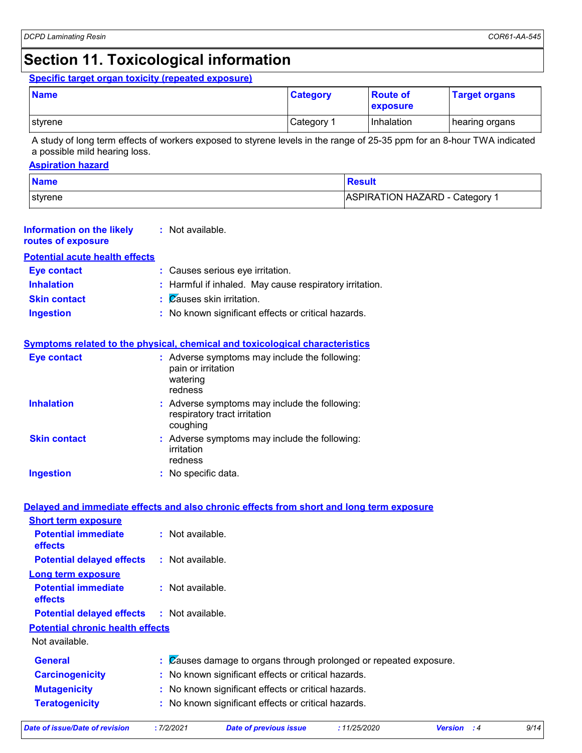# Section 11. Toxicological information

**Specific target organ toxicity (repeated exposure)**

| Name | Category | Route of exposure | Target organs |
|---|---|---|---|
| styrene | Category 1 | Inhalation | hearing organs |

A study of long term effects of workers exposed to styrene levels in the range of 25-35 ppm for an 8-hour TWA indicated a possible mild hearing loss.

**Aspiration hazard**

| Name | Result |
|---|---|
| styrene | ASPIRATION HAZARD - Category 1 |

**Information on the likely routes of exposure** : Not available.

**Potential acute health effects**

**Eye contact** : Causes serious eye irritation.

**Inhalation** : Harmful if inhaled. May cause respiratory irritation.

**Skin contact** : Causes skin irritation.

**Ingestion** : No known significant effects or critical hazards.

**Symptoms related to the physical, chemical and toxicological characteristics**

**Eye contact** : Adverse symptoms may include the following:
pain or irritation
watering
redness

**Inhalation** : Adverse symptoms may include the following:
respiratory tract irritation
coughing

**Skin contact** : Adverse symptoms may include the following:
irritation
redness

**Ingestion** : No specific data.

**Delayed and immediate effects and also chronic effects from short and long term exposure**

**Short term exposure**

**Potential immediate effects** : Not available.

**Potential delayed effects** : Not available.

**Long term exposure**

**Potential immediate effects** : Not available.

**Potential delayed effects** : Not available.

**Potential chronic health effects**

Not available.

**General** : Causes damage to organs through prolonged or repeated exposure.

**Carcinogenicity** : No known significant effects or critical hazards.

**Mutagenicity** : No known significant effects or critical hazards.

**Teratogenicity** : No known significant effects or critical hazards.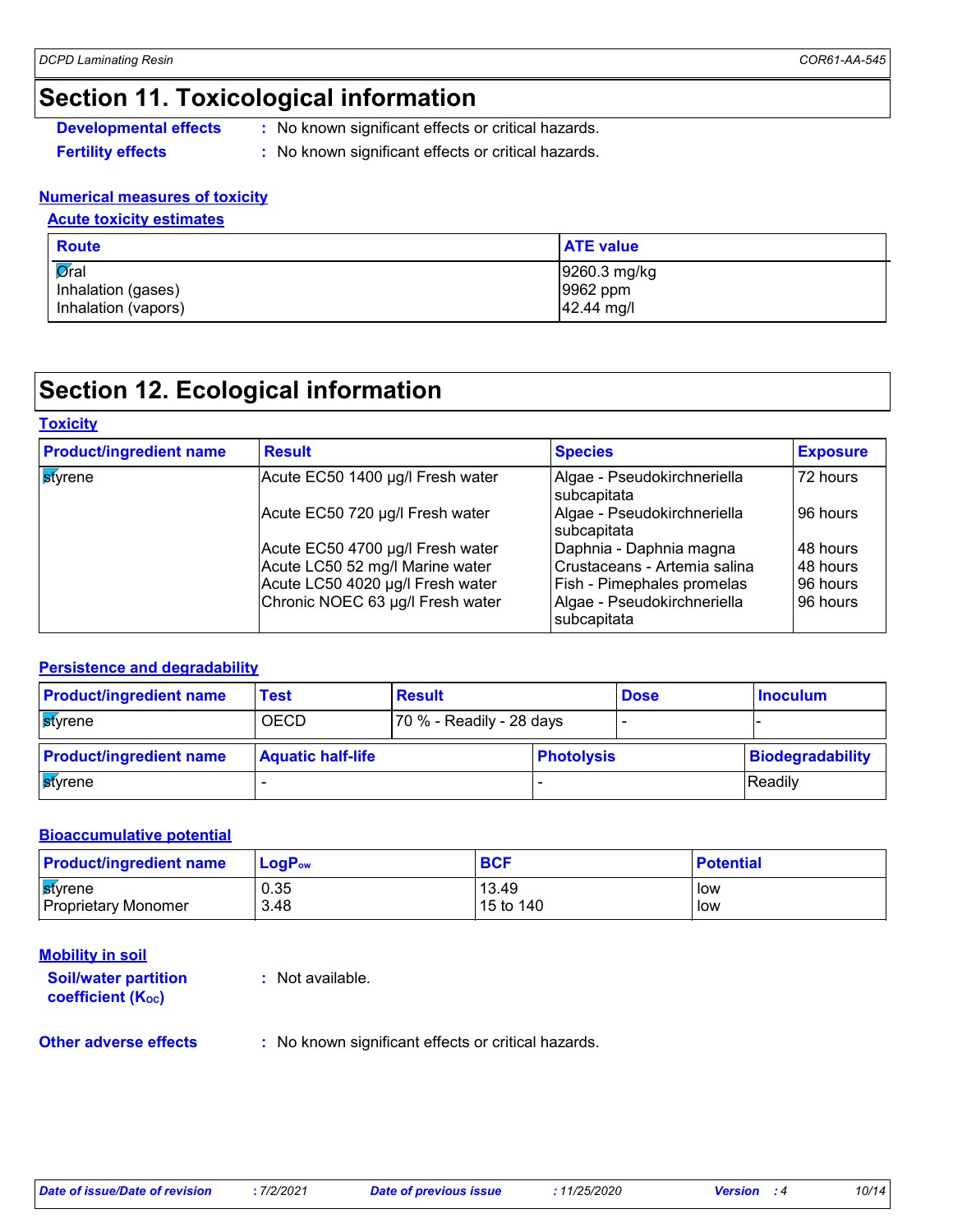# Section 11. Toxicological information

**Developmental effects** : No known significant effects or critical hazards.

**Fertility effects** : No known significant effects or critical hazards.

## Numerical measures of toxicity

### Acute toxicity estimates

| Route | ATE value |
|---|---|
| Oral<br>Inhalation (gases)<br>Inhalation (vapors) | 9260.3 mg/kg<br>9962 ppm<br>42.44 mg/l |

# Section 12. Ecological information

## Toxicity

| Product/ingredient name | Result | Species | Exposure |
|---|---|---|---|
| styrene | Acute EC50 1400 µg/l Fresh water | Algae - Pseudokirchneriella subcapitata | 72 hours |
| | Acute EC50 720 µg/l Fresh water | Algae - Pseudokirchneriella subcapitata | 96 hours |
| | Acute EC50 4700 µg/l Fresh water | Daphnia - Daphnia magna | 48 hours |
| | Acute LC50 52 mg/l Marine water | Crustaceans - Artemia salina | 48 hours |
| | Acute LC50 4020 µg/l Fresh water | Fish - Pimephales promelas | 96 hours |
| | Chronic NOEC 63 µg/l Fresh water | Algae - Pseudokirchneriella subcapitata | 96 hours |

## Persistence and degradability

| Product/ingredient name | Test | Result | Dose | Inoculum |
|---|---|---|---|---|
| styrene | OECD | 70 % - Readily - 28 days | - | - |

| Product/ingredient name | Aquatic half-life | Photolysis | Biodegradability |
|---|---|---|---|
| styrene | - | - | Readily |

## Bioaccumulative potential

| Product/ingredient name | $LogP_{ow}$ | BCF | Potential |
|---|---|---|---|
| styrene<br>Proprietary Monomer | 0.35<br>3.48 | 13.49<br>15 to 140 | low<br>low |

## Mobility in soil

**Soil/water partition coefficient ($K_{OC}$)** : Not available.

**Other adverse effects** : No known significant effects or critical hazards.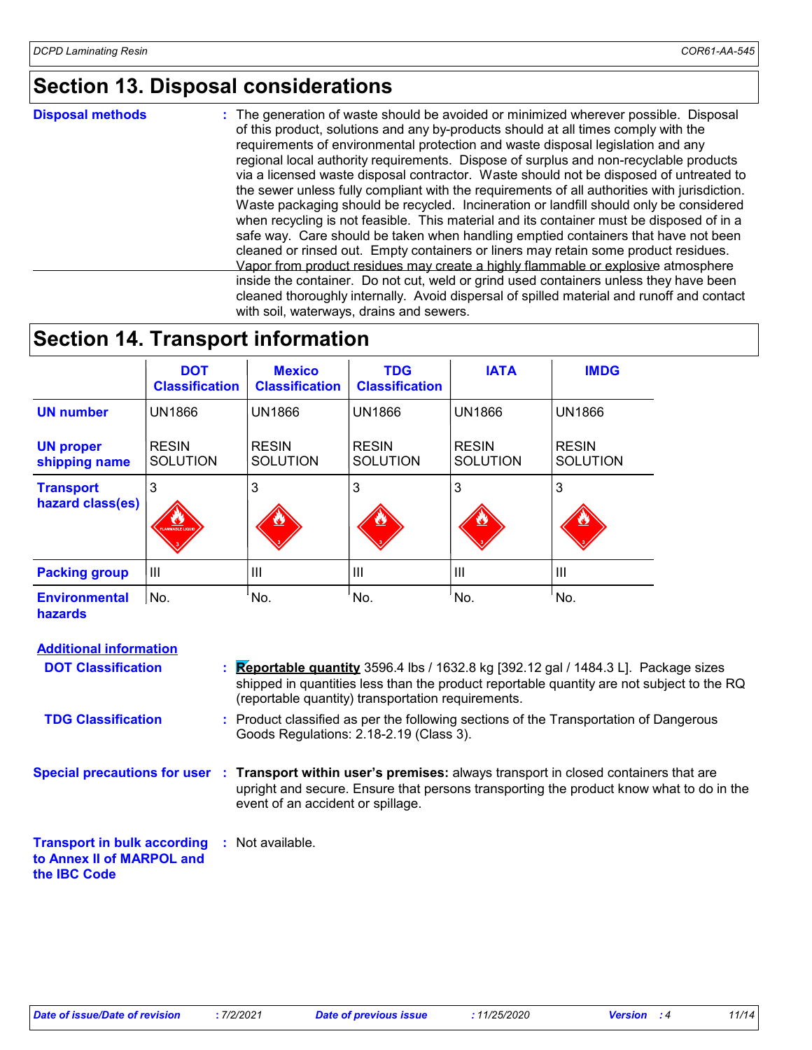## Section 13. Disposal considerations

**Disposal methods** : The generation of waste should be avoided or minimized wherever possible. Disposal of this product, solutions and any by-products should at all times comply with the requirements of environmental protection and waste disposal legislation and any regional local authority requirements. Dispose of surplus and non-recyclable products via a licensed waste disposal contractor. Waste should not be disposed of untreated to the sewer unless fully compliant with the requirements of all authorities with jurisdiction. Waste packaging should be recycled. Incineration or landfill should only be considered when recycling is not feasible. This material and its container must be disposed of in a safe way. Care should be taken when handling emptied containers that have not been cleaned or rinsed out. Empty containers or liners may retain some product residues. Vapor from product residues may create a highly flammable or explosive atmosphere inside the container. Do not cut, weld or grind used containers unless they have been cleaned thoroughly internally. Avoid dispersal of spilled material and runoff and contact with soil, waterways, drains and sewers.

## Section 14. Transport information

| | DOT Classification | Mexico Classification | TDG Classification | IATA | IMDG |
|---|---|---|---|---|---|
| **UN number** | UN1866 | UN1866 | UN1866 | UN1866 | UN1866 |
| **UN proper shipping name** | RESIN SOLUTION | RESIN SOLUTION | RESIN SOLUTION | RESIN SOLUTION | RESIN SOLUTION |
| **Transport hazard class(es)** | 3 | 3 | 3 | 3 | 3 |
| **Packing group** | III | III | III | III | III |
| **Environmental hazards** | No. | No. | No. | No. | No. |

**Additional information**

**DOT Classification** : **Reportable quantity** 3596.4 lbs / 1632.8 kg [392.12 gal / 1484.3 L]. Package sizes shipped in quantities less than the product reportable quantity are not subject to the RQ (reportable quantity) transportation requirements.

**TDG Classification** : Product classified as per the following sections of the Transportation of Dangerous Goods Regulations: 2.18-2.19 (Class 3).

**Special precautions for user** : **Transport within user's premises:** always transport in closed containers that are upright and secure. Ensure that persons transporting the product know what to do in the event of an accident or spillage.

**Transport in bulk according to Annex II of MARPOL and the IBC Code** : Not available.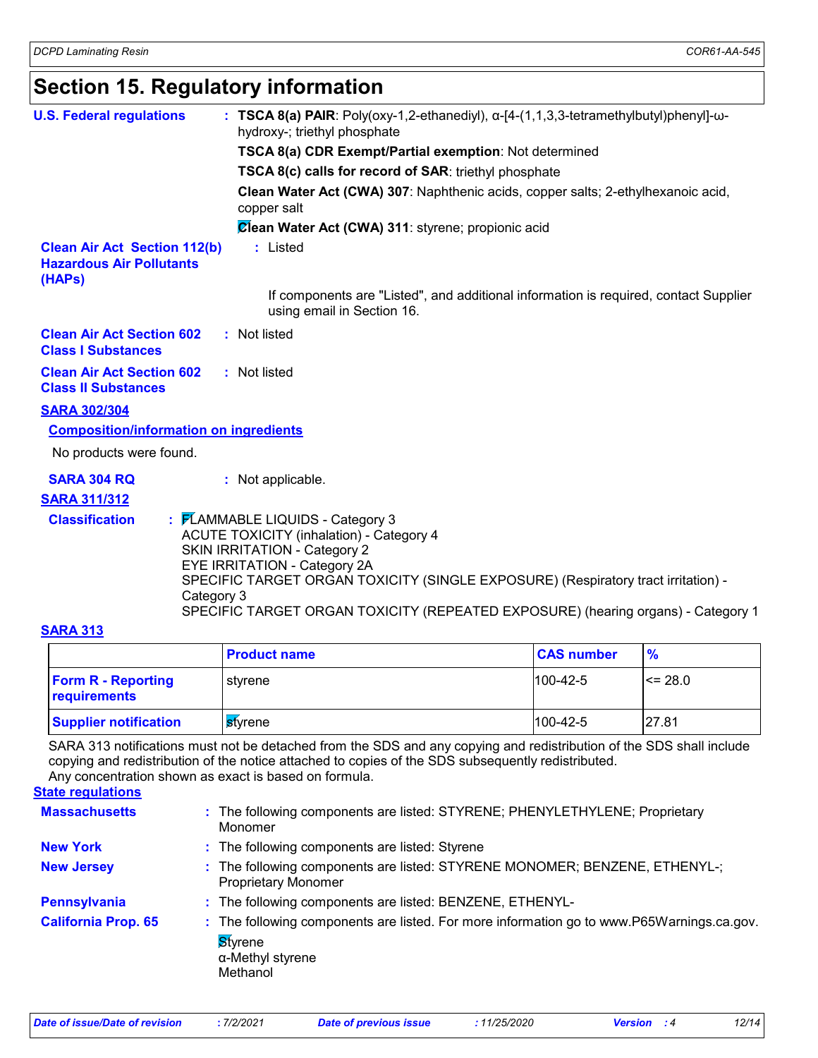# Section 15. Regulatory information

**U.S. Federal regulations** : **TSCA 8(a) PAIR**: Poly(oxy-1,2-ethanediyl), α-[4-(1,1,3,3-tetramethylbutyl)phenyl]-ω-hydroxy-; triethyl phosphate

**TSCA 8(a) CDR Exempt/Partial exemption**: Not determined

**TSCA 8(c) calls for record of SAR**: triethyl phosphate

**Clean Water Act (CWA) 307**: Naphthenic acids, copper salts; 2-ethylhexanoic acid, copper salt

**Clean Water Act (CWA) 311**: styrene; propionic acid

**Clean Air Act Section 112(b) Hazardous Air Pollutants (HAPs)** : Listed

If components are "Listed", and additional information is required, contact Supplier using email in Section 16.

**Clean Air Act Section 602 Class I Substances** : Not listed

**Clean Air Act Section 602 Class II Substances** : Not listed

**SARA 302/304**

**Composition/information on ingredients**

No products were found.

**SARA 304 RQ** : Not applicable.

**SARA 311/312**

**Classification** : FLAMMABLE LIQUIDS - Category 3
ACUTE TOXICITY (inhalation) - Category 4
SKIN IRRITATION - Category 2
EYE IRRITATION - Category 2A
SPECIFIC TARGET ORGAN TOXICITY (SINGLE EXPOSURE) (Respiratory tract irritation) - Category 3
SPECIFIC TARGET ORGAN TOXICITY (REPEATED EXPOSURE) (hearing organs) - Category 1

**SARA 313**

| | Product name | CAS number | % |
|---|---|---|---|
| Form R - Reporting requirements | styrene | 100-42-5 | <= 28.0 |
| Supplier notification | styrene | 100-42-5 | 27.81 |

SARA 313 notifications must not be detached from the SDS and any copying and redistribution of the SDS shall include copying and redistribution of the notice attached to copies of the SDS subsequently redistributed.
Any concentration shown as exact is based on formula.

**State regulations**

**Massachusetts** : The following components are listed: STYRENE; PHENYLETHYLENE; Proprietary Monomer

**New York** : The following components are listed: Styrene

**New Jersey** : The following components are listed: STYRENE MONOMER; BENZENE, ETHENYL-; Proprietary Monomer

**Pennsylvania** : The following components are listed: BENZENE, ETHENYL-

**California Prop. 65** : The following components are listed. For more information go to www.P65Warnings.ca.gov.

Styrene
α-Methyl styrene
Methanol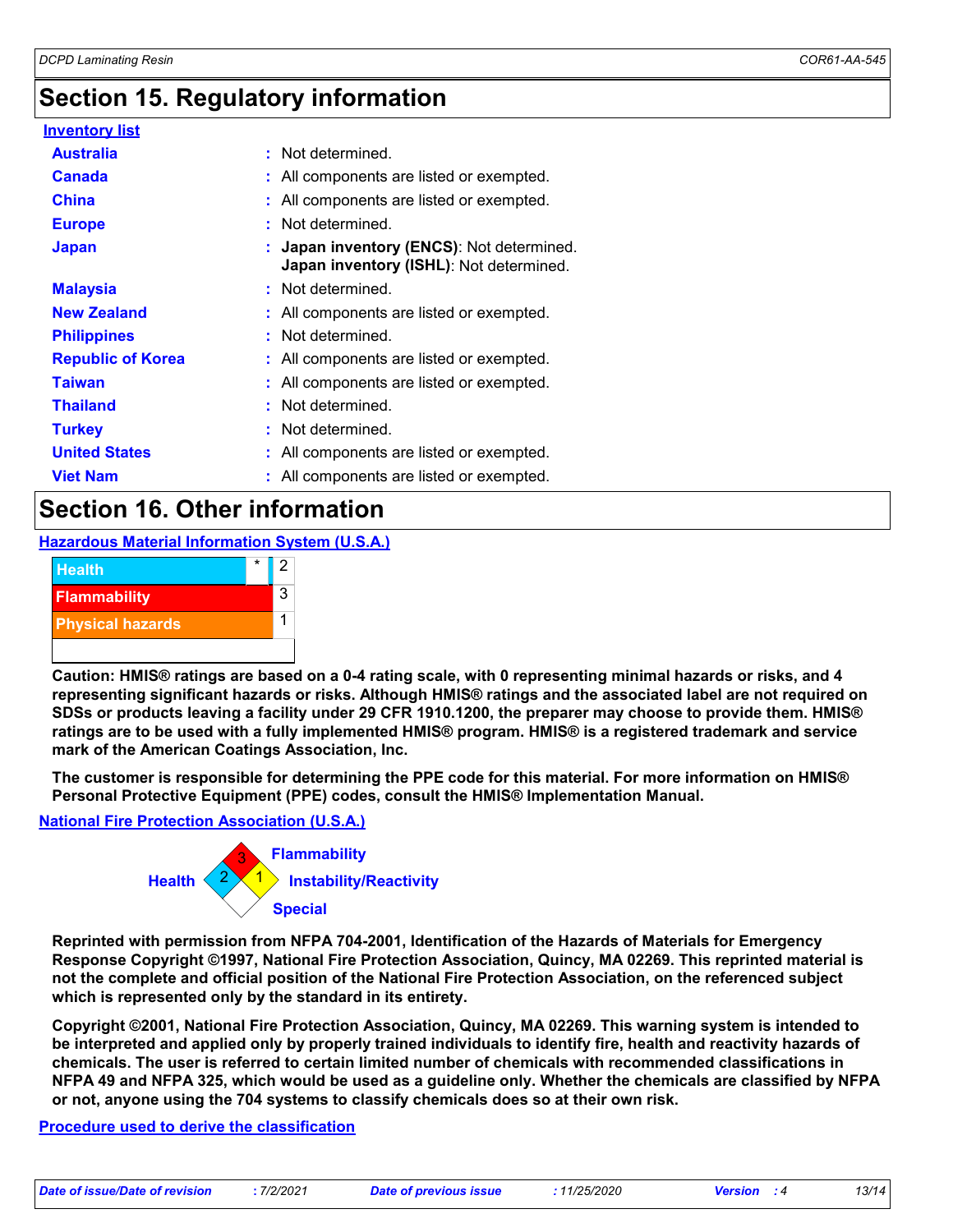## Section 15. Regulatory information

**Inventory list**

| | |
|---|---|
| **Australia** | : Not determined. |
| **Canada** | : All components are listed or exempted. |
| **China** | : All components are listed or exempted. |
| **Europe** | : Not determined. |
| **Japan** | : **Japan inventory (ENCS)**: Not determined. **Japan inventory (ISHL)**: Not determined. |
| **Malaysia** | : Not determined. |
| **New Zealand** | : All components are listed or exempted. |
| **Philippines** | : Not determined. |
| **Republic of Korea** | : All components are listed or exempted. |
| **Taiwan** | : All components are listed or exempted. |
| **Thailand** | : Not determined. |
| **Turkey** | : Not determined. |
| **United States** | : All components are listed or exempted. |
| **Viet Nam** | : All components are listed or exempted. |

## Section 16. Other information

**Hazardous Material Information System (U.S.A.)**

| | | |
|---|---|---|
| Health | * | 2 |
| Flammability | | 3 |
| Physical hazards | | 1 |

**Caution: HMIS® ratings are based on a 0-4 rating scale, with 0 representing minimal hazards or risks, and 4 representing significant hazards or risks. Although HMIS® ratings and the associated label are not required on SDSs or products leaving a facility under 29 CFR 1910.1200, the preparer may choose to provide them. HMIS® ratings are to be used with a fully implemented HMIS® program. HMIS® is a registered trademark and service mark of the American Coatings Association, Inc.**

**The customer is responsible for determining the PPE code for this material. For more information on HMIS® Personal Protective Equipment (PPE) codes, consult the HMIS® Implementation Manual.**

**National Fire Protection Association (U.S.A.)**

Flammability: 3
Health: 2
Instability/Reactivity: 1
Special:

**Reprinted with permission from NFPA 704-2001, Identification of the Hazards of Materials for Emergency Response Copyright ©1997, National Fire Protection Association, Quincy, MA 02269. This reprinted material is not the complete and official position of the National Fire Protection Association, on the referenced subject which is represented only by the standard in its entirety.**

**Copyright ©2001, National Fire Protection Association, Quincy, MA 02269. This warning system is intended to be interpreted and applied only by properly trained individuals to identify fire, health and reactivity hazards of chemicals. The user is referred to certain limited number of chemicals with recommended classifications in NFPA 49 and NFPA 325, which would be used as a guideline only. Whether the chemicals are classified by NFPA or not, anyone using the 704 systems to classify chemicals does so at their own risk.**

**Procedure used to derive the classification**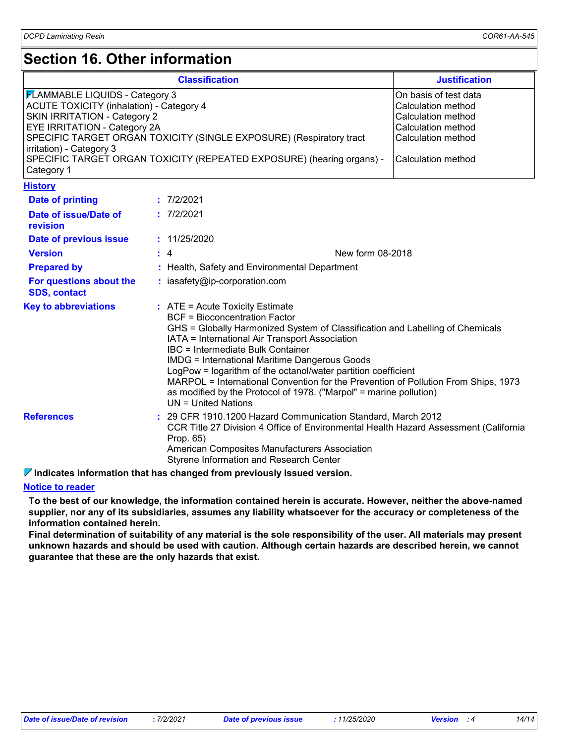# Section 16. Other information

| Classification | Justification |
| --- | --- |
| FLAMMABLE LIQUIDS - Category 3 | On basis of test data |
| ACUTE TOXICITY (inhalation) - Category 4 | Calculation method |
| SKIN IRRITATION - Category 2 | Calculation method |
| EYE IRRITATION - Category 2A | Calculation method |
| SPECIFIC TARGET ORGAN TOXICITY (SINGLE EXPOSURE) (Respiratory tract irritation) - Category 3 | Calculation method |
| SPECIFIC TARGET ORGAN TOXICITY (REPEATED EXPOSURE) (hearing organs) - Category 1 | Calculation method |

**History**

**Date of printing** : 7/2/2021

**Date of issue/Date of revision** : 7/2/2021

**Date of previous issue** : 11/25/2020

**Version** : 4 New form 08-2018

**Prepared by** : Health, Safety and Environmental Department

**For questions about the SDS, contact** : iasafety@ip-corporation.com

**Key to abbreviations** :
ATE = Acute Toxicity Estimate
BCF = Bioconcentration Factor
GHS = Globally Harmonized System of Classification and Labelling of Chemicals
IATA = International Air Transport Association
IBC = Intermediate Bulk Container
IMDG = International Maritime Dangerous Goods
LogPow = logarithm of the octanol/water partition coefficient
MARPOL = International Convention for the Prevention of Pollution From Ships, 1973 as modified by the Protocol of 1978. ("Marpol" = marine pollution)
UN = United Nations

**References** :
29 CFR 1910.1200 Hazard Communication Standard, March 2012
CCR Title 27 Division 4 Office of Environmental Health Hazard Assessment (California Prop. 65)
American Composites Manufacturers Association
Styrene Information and Research Center

**Indicates information that has changed from previously issued version.**

**Notice to reader**

**To the best of our knowledge, the information contained herein is accurate. However, neither the above-named supplier, nor any of its subsidiaries, assumes any liability whatsoever for the accuracy or completeness of the information contained herein.**
**Final determination of suitability of any material is the sole responsibility of the user. All materials may present unknown hazards and should be used with caution. Although certain hazards are described herein, we cannot guarantee that these are the only hazards that exist.**